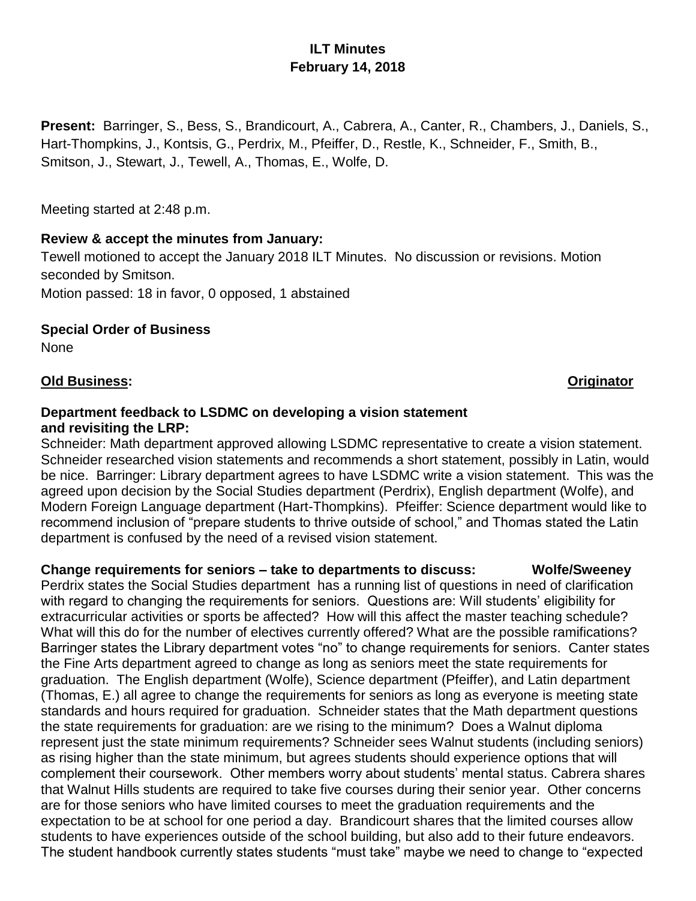# ILT Minutes
## February 14, 2018

**Present:** Barringer, S., Bess, S., Brandicourt, A., Cabrera, A., Canter, R., Chambers, J., Daniels, S., Hart-Thompkins, J., Kontsis, G., Perdrix, M., Pfeiffer, D., Restle, K., Schneider, F., Smith, B., Smitson, J., Stewart, J., Tewell, A., Thomas, E., Wolfe, D.

Meeting started at 2:48 p.m.

**Review & accept the minutes from January:**

Tewell motioned to accept the January 2018 ILT Minutes. No discussion or revisions. Motion seconded by Smitson.

Motion passed: 18 in favor, 0 opposed, 1 abstained

**Special Order of Business**

None

**Old Business:** **Originator**

**Department feedback to LSDMC on developing a vision statement and revisiting the LRP:**

Schneider: Math department approved allowing LSDMC representative to create a vision statement. Schneider researched vision statements and recommends a short statement, possibly in Latin, would be nice. Barringer: Library department agrees to have LSDMC write a vision statement. This was the agreed upon decision by the Social Studies department (Perdrix), English department (Wolfe), and Modern Foreign Language department (Hart-Thompkins). Pfeiffer: Science department would like to recommend inclusion of "prepare students to thrive outside of school," and Thomas stated the Latin department is confused by the need of a revised vision statement.

**Change requirements for seniors – take to departments to discuss:** **Wolfe/Sweeney**

Perdrix states the Social Studies department has a running list of questions in need of clarification with regard to changing the requirements for seniors. Questions are: Will students' eligibility for extracurricular activities or sports be affected? How will this affect the master teaching schedule? What will this do for the number of electives currently offered? What are the possible ramifications? Barringer states the Library department votes "no" to change requirements for seniors. Canter states the Fine Arts department agreed to change as long as seniors meet the state requirements for graduation. The English department (Wolfe), Science department (Pfeiffer), and Latin department (Thomas, E.) all agree to change the requirements for seniors as long as everyone is meeting state standards and hours required for graduation. Schneider states that the Math department questions the state requirements for graduation: are we rising to the minimum? Does a Walnut diploma represent just the state minimum requirements? Schneider sees Walnut students (including seniors) as rising higher than the state minimum, but agrees students should experience options that will complement their coursework. Other members worry about students' mental status. Cabrera shares that Walnut Hills students are required to take five courses during their senior year. Other concerns are for those seniors who have limited courses to meet the graduation requirements and the expectation to be at school for one period a day. Brandicourt shares that the limited courses allow students to have experiences outside of the school building, but also add to their future endeavors. The student handbook currently states students "must take" maybe we need to change to "expected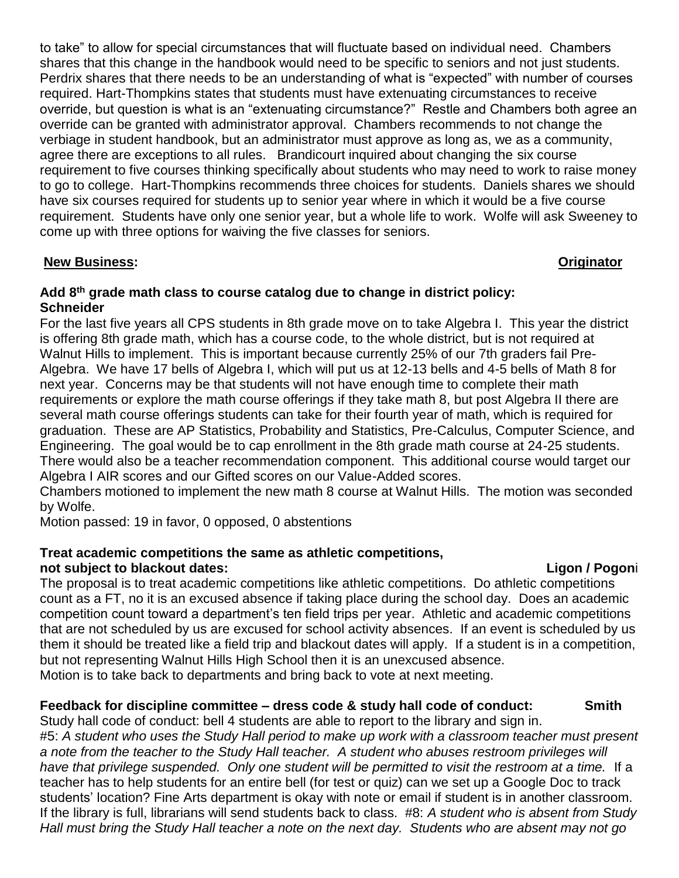to take" to allow for special circumstances that will fluctuate based on individual need. Chambers shares that this change in the handbook would need to be specific to seniors and not just students. Perdrix shares that there needs to be an understanding of what is "expected" with number of courses required. Hart-Thompkins states that students must have extenuating circumstances to receive override, but question is what is an "extenuating circumstance?" Restle and Chambers both agree an override can be granted with administrator approval. Chambers recommends to not change the verbiage in student handbook, but an administrator must approve as long as, we as a community, agree there are exceptions to all rules. Brandicourt inquired about changing the six course requirement to five courses thinking specifically about students who may need to work to raise money to go to college. Hart-Thompkins recommends three choices for students. Daniels shares we should have six courses required for students up to senior year where in which it would be a five course requirement. Students have only one senior year, but a whole life to work. Wolfe will ask Sweeney to come up with three options for waiving the five classes for seniors.

**New Business:** **Originator**

**Add 8th grade math class to course catalog due to change in district policy: Schneider**

For the last five years all CPS students in 8th grade move on to take Algebra I. This year the district is offering 8th grade math, which has a course code, to the whole district, but is not required at Walnut Hills to implement. This is important because currently 25% of our 7th graders fail Pre-Algebra. We have 17 bells of Algebra I, which will put us at 12-13 bells and 4-5 bells of Math 8 for next year. Concerns may be that students will not have enough time to complete their math requirements or explore the math course offerings if they take math 8, but post Algebra II there are several math course offerings students can take for their fourth year of math, which is required for graduation. These are AP Statistics, Probability and Statistics, Pre-Calculus, Computer Science, and Engineering. The goal would be to cap enrollment in the 8th grade math course at 24-25 students. There would also be a teacher recommendation component. This additional course would target our Algebra I AIR scores and our Gifted scores on our Value-Added scores.

Chambers motioned to implement the new math 8 course at Walnut Hills. The motion was seconded by Wolfe.

Motion passed: 19 in favor, 0 opposed, 0 abstentions

**Treat academic competitions the same as athletic competitions, not subject to blackout dates:** **Ligon / Pogoni**

The proposal is to treat academic competitions like athletic competitions. Do athletic competitions count as a FT, no it is an excused absence if taking place during the school day. Does an academic competition count toward a department's ten field trips per year. Athletic and academic competitions that are not scheduled by us are excused for school activity absences. If an event is scheduled by us them it should be treated like a field trip and blackout dates will apply. If a student is in a competition, but not representing Walnut Hills High School then it is an unexcused absence.

Motion is to take back to departments and bring back to vote at next meeting.

**Feedback for discipline committee – dress code & study hall code of conduct:** **Smith**

Study hall code of conduct: bell 4 students are able to report to the library and sign in.

#5: *A student who uses the Study Hall period to make up work with a classroom teacher must present a note from the teacher to the Study Hall teacher. A student who abuses restroom privileges will have that privilege suspended. Only one student will be permitted to visit the restroom at a time.* If a teacher has to help students for an entire bell (for test or quiz) can we set up a Google Doc to track students' location? Fine Arts department is okay with note or email if student is in another classroom. If the library is full, librarians will send students back to class. #8: *A student who is absent from Study Hall must bring the Study Hall teacher a note on the next day. Students who are absent may not go*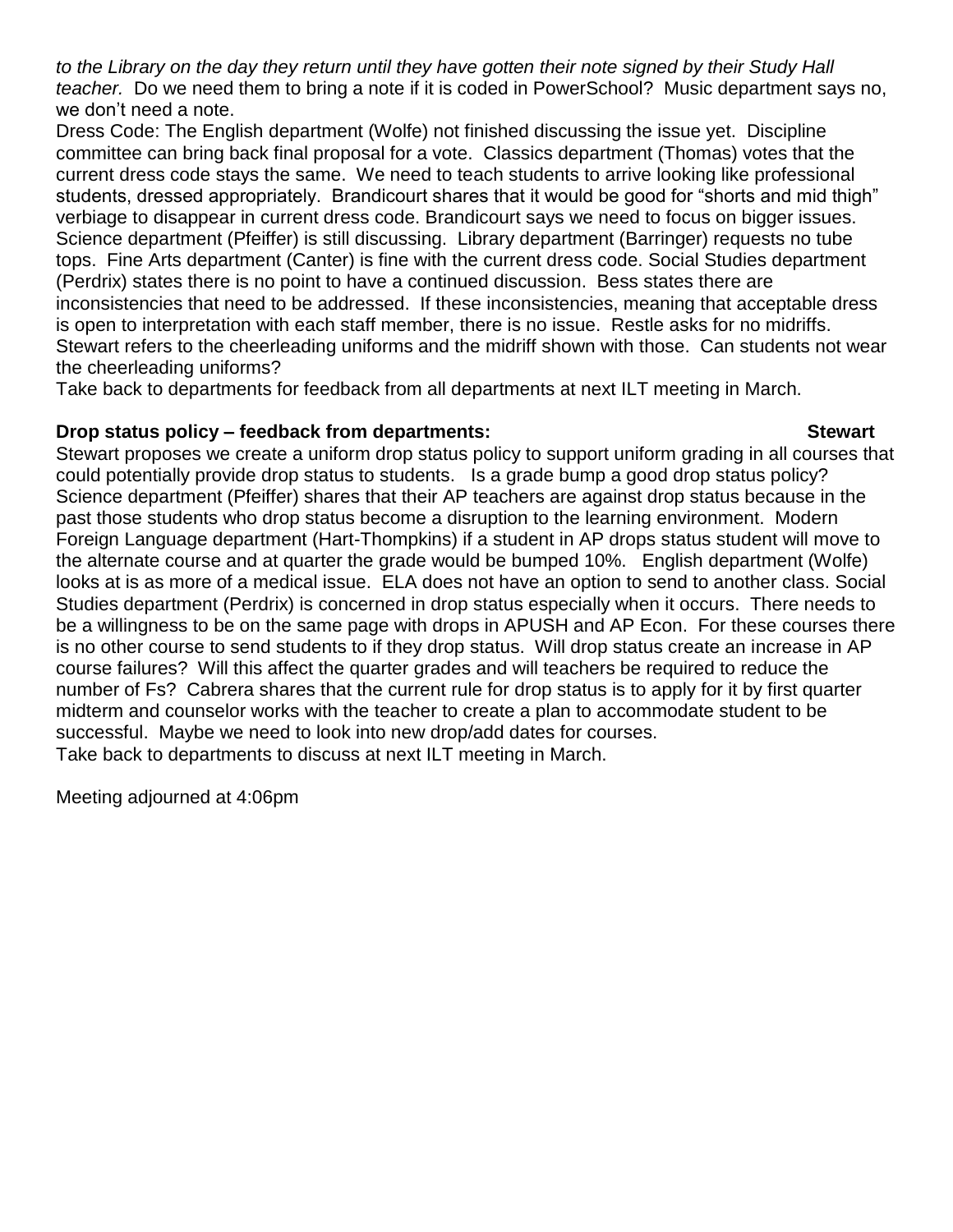*to the Library on the day they return until they have gotten their note signed by their Study Hall teacher.* Do we need them to bring a note if it is coded in PowerSchool? Music department says no, we don't need a note.

Dress Code: The English department (Wolfe) not finished discussing the issue yet. Discipline committee can bring back final proposal for a vote. Classics department (Thomas) votes that the current dress code stays the same. We need to teach students to arrive looking like professional students, dressed appropriately. Brandicourt shares that it would be good for "shorts and mid thigh" verbiage to disappear in current dress code. Brandicourt says we need to focus on bigger issues. Science department (Pfeiffer) is still discussing. Library department (Barringer) requests no tube tops. Fine Arts department (Canter) is fine with the current dress code. Social Studies department (Perdrix) states there is no point to have a continued discussion. Bess states there are inconsistencies that need to be addressed. If these inconsistencies, meaning that acceptable dress is open to interpretation with each staff member, there is no issue. Restle asks for no midriffs. Stewart refers to the cheerleading uniforms and the midriff shown with those. Can students not wear the cheerleading uniforms?

Take back to departments for feedback from all departments at next ILT meeting in March.

**Drop status policy – feedback from departments:** **Stewart**

Stewart proposes we create a uniform drop status policy to support uniform grading in all courses that could potentially provide drop status to students. Is a grade bump a good drop status policy? Science department (Pfeiffer) shares that their AP teachers are against drop status because in the past those students who drop status become a disruption to the learning environment. Modern Foreign Language department (Hart-Thompkins) if a student in AP drops status student will move to the alternate course and at quarter the grade would be bumped 10%. English department (Wolfe) looks at is as more of a medical issue. ELA does not have an option to send to another class. Social Studies department (Perdrix) is concerned in drop status especially when it occurs. There needs to be a willingness to be on the same page with drops in APUSH and AP Econ. For these courses there is no other course to send students to if they drop status. Will drop status create an increase in AP course failures? Will this affect the quarter grades and will teachers be required to reduce the number of Fs? Cabrera shares that the current rule for drop status is to apply for it by first quarter midterm and counselor works with the teacher to create a plan to accommodate student to be successful. Maybe we need to look into new drop/add dates for courses.

Take back to departments to discuss at next ILT meeting in March.

Meeting adjourned at 4:06pm